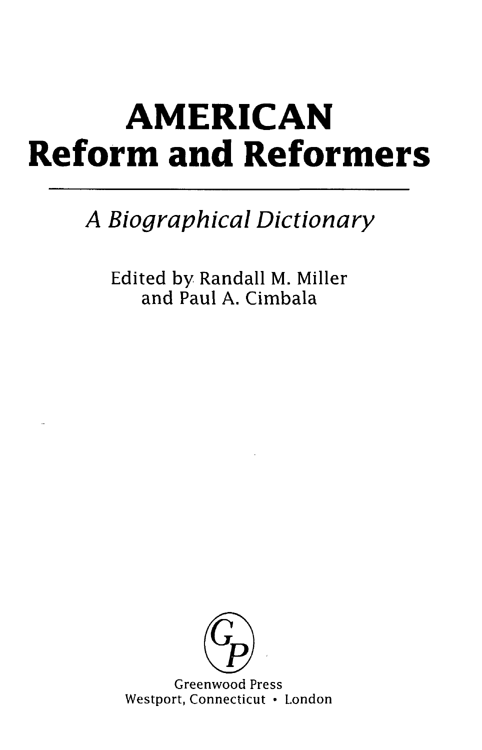# AMERICAN
# Reform and Reformers

## *A Biographical Dictionary*

Edited by Randall M. Miller
and Paul A. Cimbala

Greenwood Press
Westport, Connecticut • London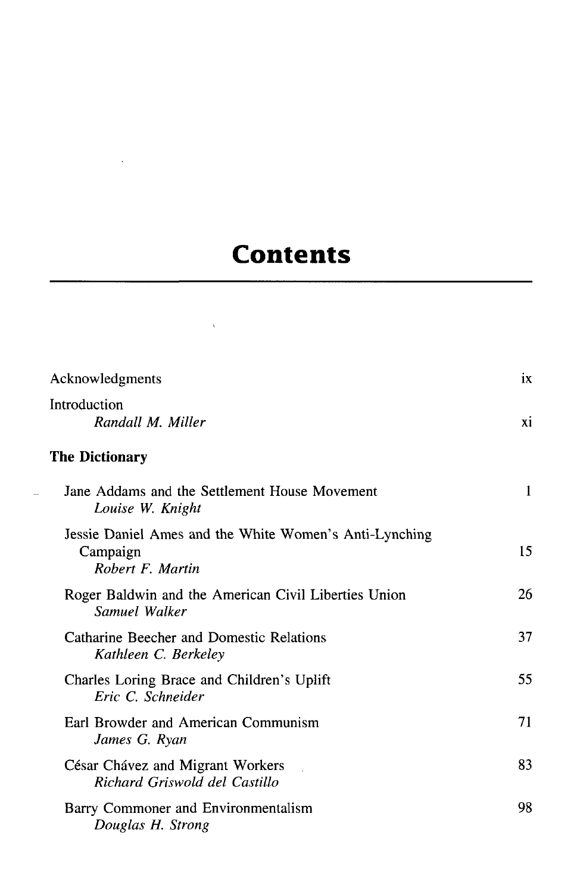# Contents

Acknowledgments ix

Introduction
*Randall M. Miller* xi

**The Dictionary**

Jane Addams and the Settlement House Movement 1
*Louise W. Knight*

Jessie Daniel Ames and the White Women's Anti-Lynching Campaign 15
*Robert F. Martin*

Roger Baldwin and the American Civil Liberties Union 26
*Samuel Walker*

Catharine Beecher and Domestic Relations 37
*Kathleen C. Berkeley*

Charles Loring Brace and Children's Uplift 55
*Eric C. Schneider*

Earl Browder and American Communism 71
*James G. Ryan*

César Chávez and Migrant Workers 83
*Richard Griswold del Castillo*

Barry Commoner and Environmentalism 98
*Douglas H. Strong*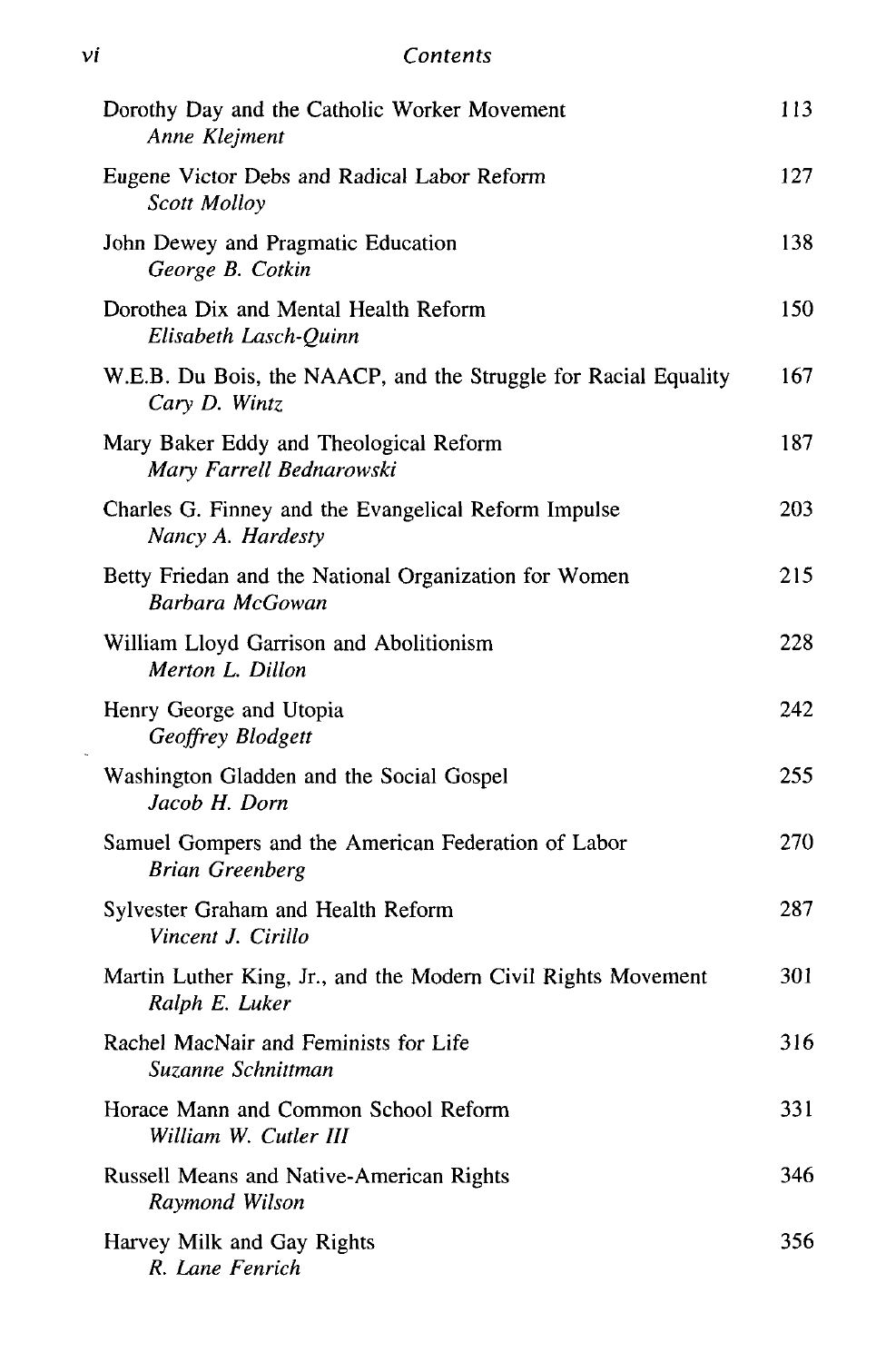| | |
|---|---|
| Dorothy Day and the Catholic Worker Movement<br>*Anne Klejment* | 113 |
| Eugene Victor Debs and Radical Labor Reform<br>*Scott Molloy* | 127 |
| John Dewey and Pragmatic Education<br>*George B. Cotkin* | 138 |
| Dorothea Dix and Mental Health Reform<br>*Elisabeth Lasch-Quinn* | 150 |
| W.E.B. Du Bois, the NAACP, and the Struggle for Racial Equality<br>*Cary D. Wintz* | 167 |
| Mary Baker Eddy and Theological Reform<br>*Mary Farrell Bednarowski* | 187 |
| Charles G. Finney and the Evangelical Reform Impulse<br>*Nancy A. Hardesty* | 203 |
| Betty Friedan and the National Organization for Women<br>*Barbara McGowan* | 215 |
| William Lloyd Garrison and Abolitionism<br>*Merton L. Dillon* | 228 |
| Henry George and Utopia<br>*Geoffrey Blodgett* | 242 |
| Washington Gladden and the Social Gospel<br>*Jacob H. Dorn* | 255 |
| Samuel Gompers and the American Federation of Labor<br>*Brian Greenberg* | 270 |
| Sylvester Graham and Health Reform<br>*Vincent J. Cirillo* | 287 |
| Martin Luther King, Jr., and the Modern Civil Rights Movement<br>*Ralph E. Luker* | 301 |
| Rachel MacNair and Feminists for Life<br>*Suzanne Schnittman* | 316 |
| Horace Mann and Common School Reform<br>*William W. Cutler III* | 331 |
| Russell Means and Native-American Rights<br>*Raymond Wilson* | 346 |
| Harvey Milk and Gay Rights<br>*R. Lane Fenrich* | 356 |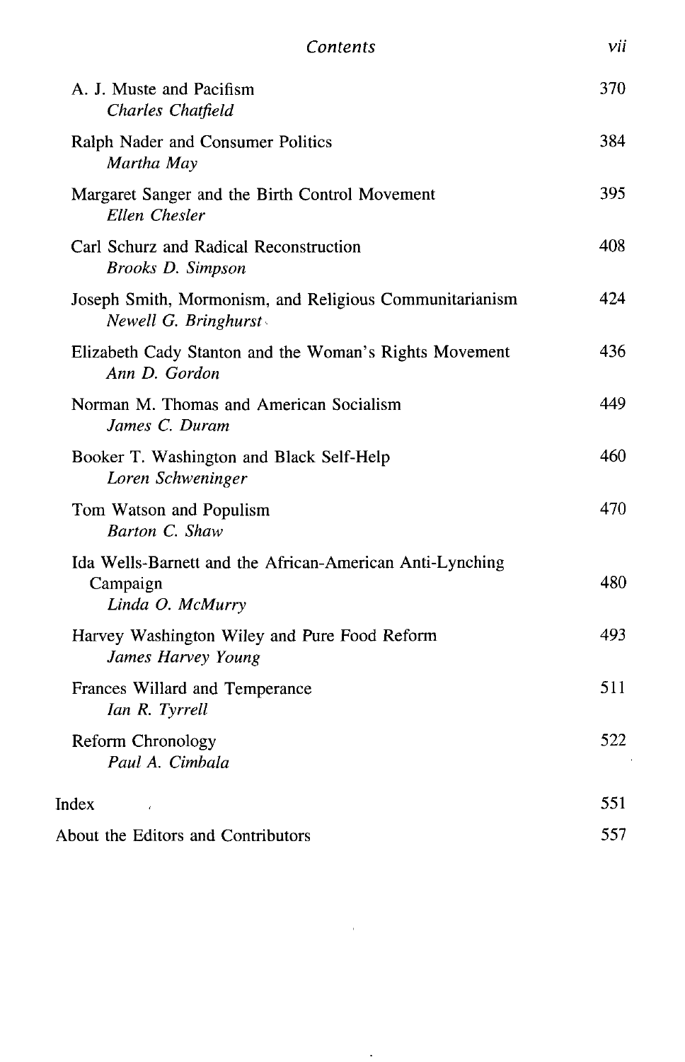A. J. Muste and Pacifism — 370
*Charles Chatfield*

Ralph Nader and Consumer Politics — 384
*Martha May*

Margaret Sanger and the Birth Control Movement — 395
*Ellen Chesler*

Carl Schurz and Radical Reconstruction — 408
*Brooks D. Simpson*

Joseph Smith, Mormonism, and Religious Communitarianism — 424
*Newell G. Bringhurst*

Elizabeth Cady Stanton and the Woman's Rights Movement — 436
*Ann D. Gordon*

Norman M. Thomas and American Socialism — 449
*James C. Duram*

Booker T. Washington and Black Self-Help — 460
*Loren Schweninger*

Tom Watson and Populism — 470
*Barton C. Shaw*

Ida Wells-Barnett and the African-American Anti-Lynching Campaign — 480
*Linda O. McMurry*

Harvey Washington Wiley and Pure Food Reform — 493
*James Harvey Young*

Frances Willard and Temperance — 511
*Ian R. Tyrrell*

Reform Chronology — 522
*Paul A. Cimbala*

Index — 551

About the Editors and Contributors — 557